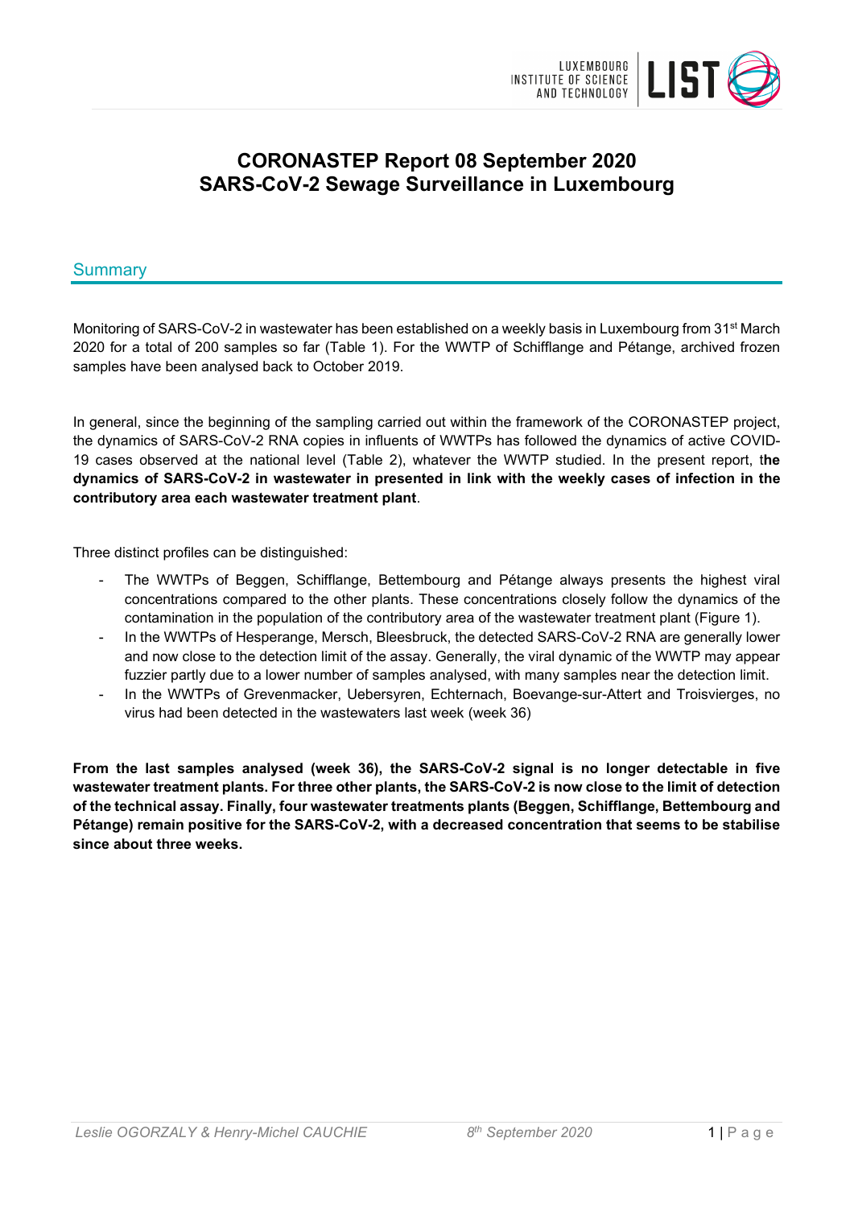# CORONASTEP Report 08 September 2020
# SARS-CoV-2 Sewage Surveillance in Luxembourg

## Summary

Monitoring of SARS-CoV-2 in wastewater has been established on a weekly basis in Luxembourg from 31st March 2020 for a total of 200 samples so far (Table 1). For the WWTP of Schifflange and Pétange, archived frozen samples have been analysed back to October 2019.

In general, since the beginning of the sampling carried out within the framework of the CORONASTEP project, the dynamics of SARS-CoV-2 RNA copies in influents of WWTPs has followed the dynamics of active COVID-19 cases observed at the national level (Table 2), whatever the WWTP studied. In the present report, t**he dynamics of SARS-CoV-2 in wastewater in presented in link with the weekly cases of infection in the contributory area each wastewater treatment plant**.

Three distinct profiles can be distinguished:

- The WWTPs of Beggen, Schifflange, Bettembourg and Pétange always presents the highest viral concentrations compared to the other plants. These concentrations closely follow the dynamics of the contamination in the population of the contributory area of the wastewater treatment plant (Figure 1).
- In the WWTPs of Hesperange, Mersch, Bleesbruck, the detected SARS-CoV-2 RNA are generally lower and now close to the detection limit of the assay. Generally, the viral dynamic of the WWTP may appear fuzzier partly due to a lower number of samples analysed, with many samples near the detection limit.
- In the WWTPs of Grevenmacker, Uebersyren, Echternach, Boevange-sur-Attert and Troisvierges, no virus had been detected in the wastewaters last week (week 36)

**From the last samples analysed (week 36), the SARS-CoV-2 signal is no longer detectable in five wastewater treatment plants. For three other plants, the SARS-CoV-2 is now close to the limit of detection of the technical assay. Finally, four wastewater treatments plants (Beggen, Schifflange, Bettembourg and Pétange) remain positive for the SARS-CoV-2, with a decreased concentration that seems to be stabilise since about three weeks.**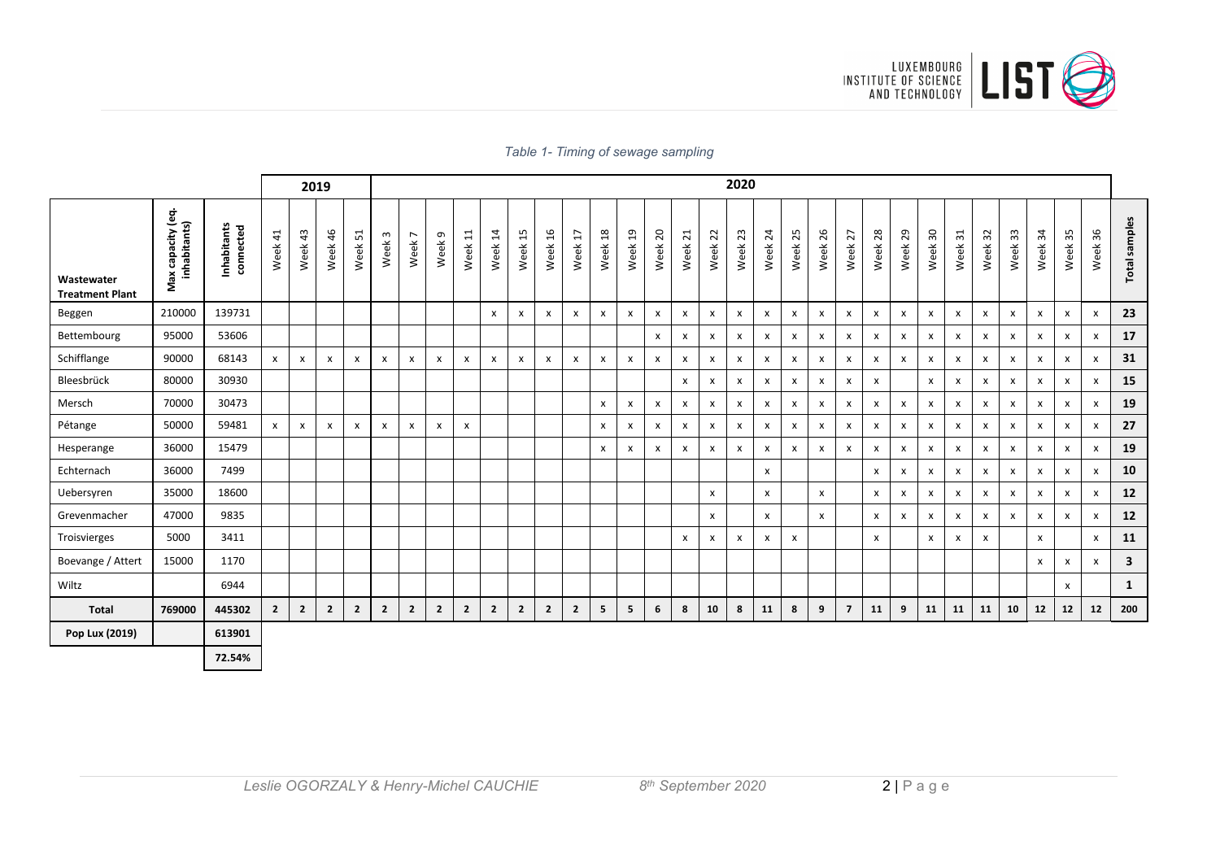*Table 1- Timing of sewage sampling*

| | | | 2019 | | | | 2020 | | | | | | | | | | | | | | | | | | | | | | | | | | | |
|---|---|---|---|---|---|---|---|---|---|---|---|---|---|---|---|---|---|---|---|---|---|---|---|---|---|---|---|---|---|---|---|---|---|---|
| **Wastewater Treatment Plant** | **Max capacity (eq. inhabitants)** | **Inhabitants connected** | Week 41 | Week 43 | Week 46 | Week 51 | Week 3 | Week 7 | Week 9 | Week 11 | Week 14 | Week 15 | Week 16 | Week 17 | Week 18 | Week 19 | Week 20 | Week 21 | Week 22 | Week 23 | Week 24 | Week 25 | Week 26 | Week 27 | Week 28 | Week 29 | Week 30 | Week 31 | Week 32 | Week 33 | Week 34 | Week 35 | Week 36 | **Total samples** |
| Beggen | 210000 | 139731 | | | | | | | | | x | x | x | x | x | x | x | x | x | x | x | x | x | x | x | x | x | x | x | x | x | x | x | **23** |
| Bettembourg | 95000 | 53606 | | | | | | | | | | | | | | | x | x | x | x | x | x | x | x | x | x | x | x | x | x | x | x | x | **17** |
| Schifflange | 90000 | 68143 | x | x | x | x | x | x | x | x | x | x | x | x | x | x | x | x | x | x | x | x | x | x | x | x | x | x | x | x | x | x | x | **31** |
| Bleesbrück | 80000 | 30930 | | | | | | | | | | | | | | | | x | x | x | x | x | x | x | x | | x | x | x | x | x | x | x | **15** |
| Mersch | 70000 | 30473 | | | | | | | | | | | | | x | x | x | x | x | x | x | x | x | x | x | x | x | x | x | x | x | x | x | **19** |
| Pétange | 50000 | 59481 | x | x | x | x | x | x | x | x | | | | | x | x | x | x | x | x | x | x | x | x | x | x | x | x | x | x | x | x | x | **27** |
| Hesperange | 36000 | 15479 | | | | | | | | | | | | | x | x | x | x | x | x | x | x | x | x | x | x | x | x | x | x | x | x | x | **19** |
| Echternach | 36000 | 7499 | | | | | | | | | | | | | | | | | | | x | | | | x | x | x | x | x | x | x | x | x | **10** |
| Uebersyren | 35000 | 18600 | | | | | | | | | | | | | | | | | x | | x | | x | | x | x | x | x | x | x | x | x | x | **12** |
| Grevenmacher | 47000 | 9835 | | | | | | | | | | | | | | | | | x | | x | | x | | x | x | x | x | x | x | x | x | x | **12** |
| Troisvierges | 5000 | 3411 | | | | | | | | | | | | | | | | x | x | x | x | x | | | x | | x | x | x | | x | | x | **11** |
| Boevange / Attert | 15000 | 1170 | | | | | | | | | | | | | | | | | | | | | | | | | | | | | x | x | x | **3** |
| Wiltz | | 6944 | | | | | | | | | | | | | | | | | | | | | | | | | | | | | | x | | **1** |
| **Total** | **769000** | **445302** | **2** | **2** | **2** | **2** | **2** | **2** | **2** | **2** | **2** | **2** | **2** | **2** | **5** | **5** | **6** | **8** | **10** | **8** | **11** | **8** | **9** | **7** | **11** | **9** | **11** | **11** | **11** | **10** | **12** | **12** | **12** | **200** |
| **Pop Lux (2019)** | | **613901** | | | | | | | | | | | | | | | | | | | | | | | | | | | | | | | | |
| | | **72.54%** | | | | | | | | | | | | | | | | | | | | | | | | | | | | | | | | |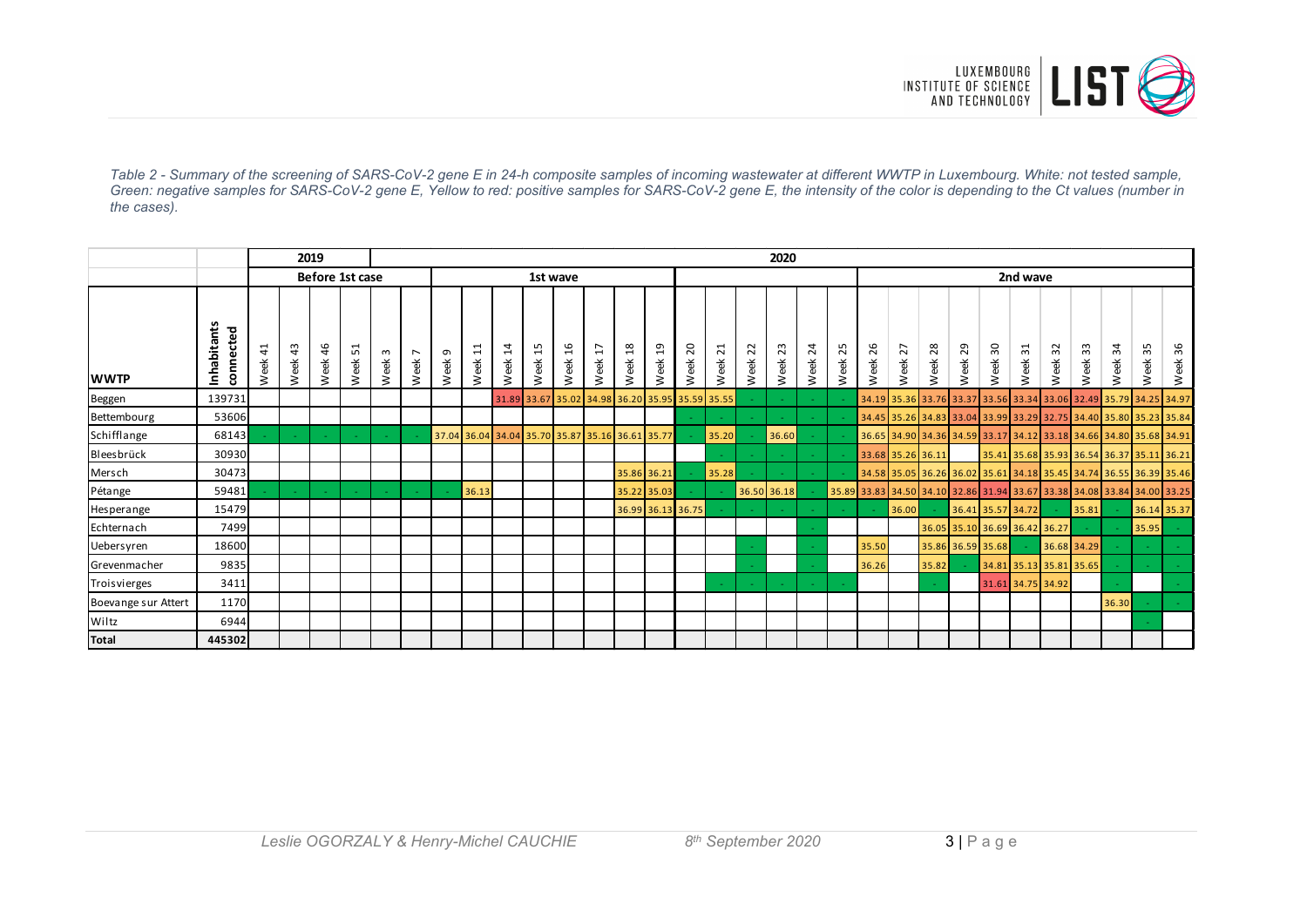*Table 2 - Summary of the screening of SARS-CoV-2 gene E in 24-h composite samples of incoming wastewater at different WWTP in Luxembourg. White: not tested sample, Green: negative samples for SARS-CoV-2 gene E, Yellow to red: positive samples for SARS-CoV-2 gene E, the intensity of the color is depending to the Ct values (number in the cases).*

| | | 2019 | | | | 2020 | | | | | | | | | | | | | | | | | | | | | | | | | | |
|---|---|---|---|---|---|---|---|---|---|---|---|---|---|---|---|---|---|---|---|---|---|---|---|---|---|---|---|---|---|---|---|---|
| | | Before 1st case | | | | | | 1st wave | | | | | | | | | | | | | | 2nd wave | | | | | | | | | | |
| **WWTP** | **Inhabitants connected** | Week 41 | Week 43 | Week 46 | Week 51 | Week 3 | Week 7 | Week 9 | Week 11 | Week 14 | Week 15 | Week 16 | Week 17 | Week 18 | Week 19 | Week 20 | Week 21 | Week 22 | Week 23 | Week 24 | Week 25 | Week 26 | Week 27 | Week 28 | Week 29 | Week 30 | Week 31 | Week 32 | Week 33 | Week 34 | Week 35 | Week 36 |
| Beggen | 139731 | | | | | | | | | 31.89 | 33.67 | 35.02 | 34.98 | 36.20 | 35.95 | 35.59 | 35.55 | - | - | - | - | 34.19 | 35.36 | 33.76 | 33.37 | 33.56 | 33.34 | 33.06 | 32.49 | 35.79 | 34.25 | 34.97 |
| Bettembourg | 53606 | | | | | | | | | | | | | | | - | - | - | - | - | - | 34.45 | 35.26 | 34.83 | 33.04 | 33.99 | 33.29 | 32.75 | 34.40 | 35.80 | 35.23 | 35.84 |
| Schifflange | 68143 | - | - | - | - | - | - | 37.04 | 36.04 | 34.04 | 35.70 | 35.87 | 35.16 | 36.61 | 35.77 | - | 35.20 | - | 36.60 | - | - | 36.65 | 34.90 | 34.36 | 34.59 | 33.17 | 34.12 | 33.18 | 34.66 | 34.80 | 35.68 | 34.91 |
| Bleesbrück | 30930 | | | | | | | | | | | | | | | | - | - | - | - | - | 33.68 | 35.26 | 36.11 | | 35.41 | 35.68 | 35.93 | 36.54 | 36.37 | 35.11 | 36.21 |
| Mersch | 30473 | | | | | | | | | | | | | 35.86 | 36.21 | - | 35.28 | - | - | - | - | 34.58 | 35.05 | 36.26 | 36.02 | 35.61 | 34.18 | 35.45 | 34.74 | 36.55 | 36.39 | 35.46 |
| Pétange | 59481 | - | - | - | - | - | - | - | 36.13 | | | | | 35.22 | 35.03 | - | - | 36.50 | 36.18 | - | 35.89 | 33.83 | 34.50 | 34.10 | 32.86 | 31.94 | 33.67 | 33.38 | 34.08 | 33.84 | 34.00 | 33.25 |
| Hesperange | 15479 | | | | | | | | | | | | | 36.99 | 36.13 | 36.75 | - | - | - | - | - | - | 36.00 | - | 36.41 | 35.57 | 34.72 | - | 35.81 | - | 36.14 | 35.37 |
| Echternach | 7499 | | | | | | | | | | | | | | | | | | | - | | | | 36.05 | 35.10 | 36.69 | 36.42 | 36.27 | - | - | 35.95 | - |
| Uebersyren | 18600 | | | | | | | | | | | | | | | | | - | | - | | 35.50 | | 35.86 | 36.59 | 35.68 | - | 36.68 | 34.29 | - | - | - |
| Grevenmacher | 9835 | | | | | | | | | | | | | | | | | - | | - | | 36.26 | | 35.82 | - | 34.81 | 35.13 | 35.81 | 35.65 | - | - | - |
| Troisvierges | 3411 | | | | | | | | | | | | | | | | - | - | - | - | - | | | - | | 31.61 | 34.75 | 34.92 | | - | | - |
| Boevange sur Attert | 1170 | | | | | | | | | | | | | | | | | | | | | | | | | | | | | 36.30 | - | - |
| Wiltz | 6944 | | | | | | | | | | | | | | | | | | | | | | | | | | | | | | - | |
| **Total** | **445302** | | | | | | | | | | | | | | | | | | | | | | | | | | | | | | | |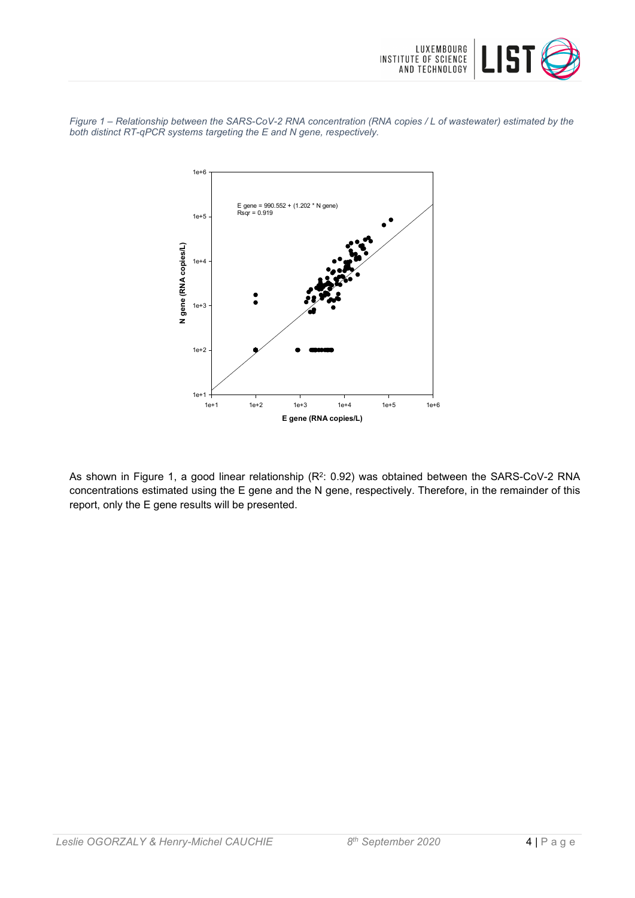*Figure 1 – Relationship between the SARS-CoV-2 RNA concentration (RNA copies / L of wastewater) estimated by the both distinct RT-qPCR systems targeting the E and N gene, respectively.*

As shown in Figure 1, a good linear relationship ($R^2$: 0.92) was obtained between the SARS-CoV-2 RNA concentrations estimated using the E gene and the N gene, respectively. Therefore, in the remainder of this report, only the E gene results will be presented.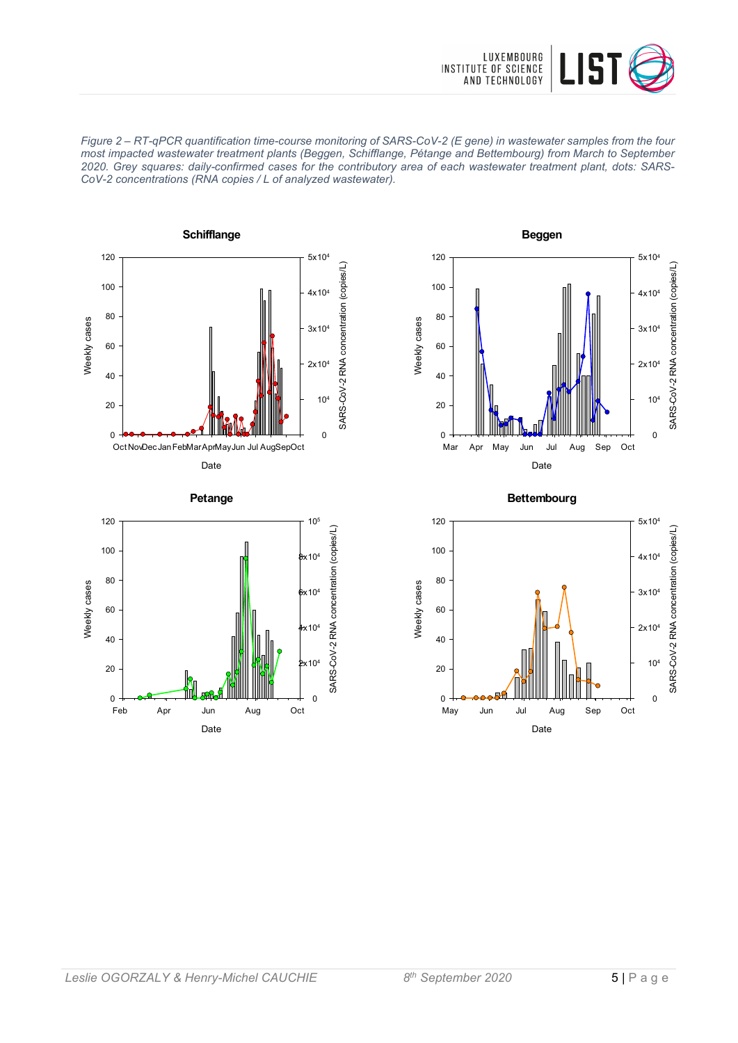*Figure 2 – RT-qPCR quantification time-course monitoring of SARS-CoV-2 (E gene) in wastewater samples from the four most impacted wastewater treatment plants (Beggen, Schifflange, Pétange and Bettembourg) from March to September 2020. Grey squares: daily-confirmed cases for the contributory area of each wastewater treatment plant, dots: SARS-CoV-2 concentrations (RNA copies / L of analyzed wastewater).*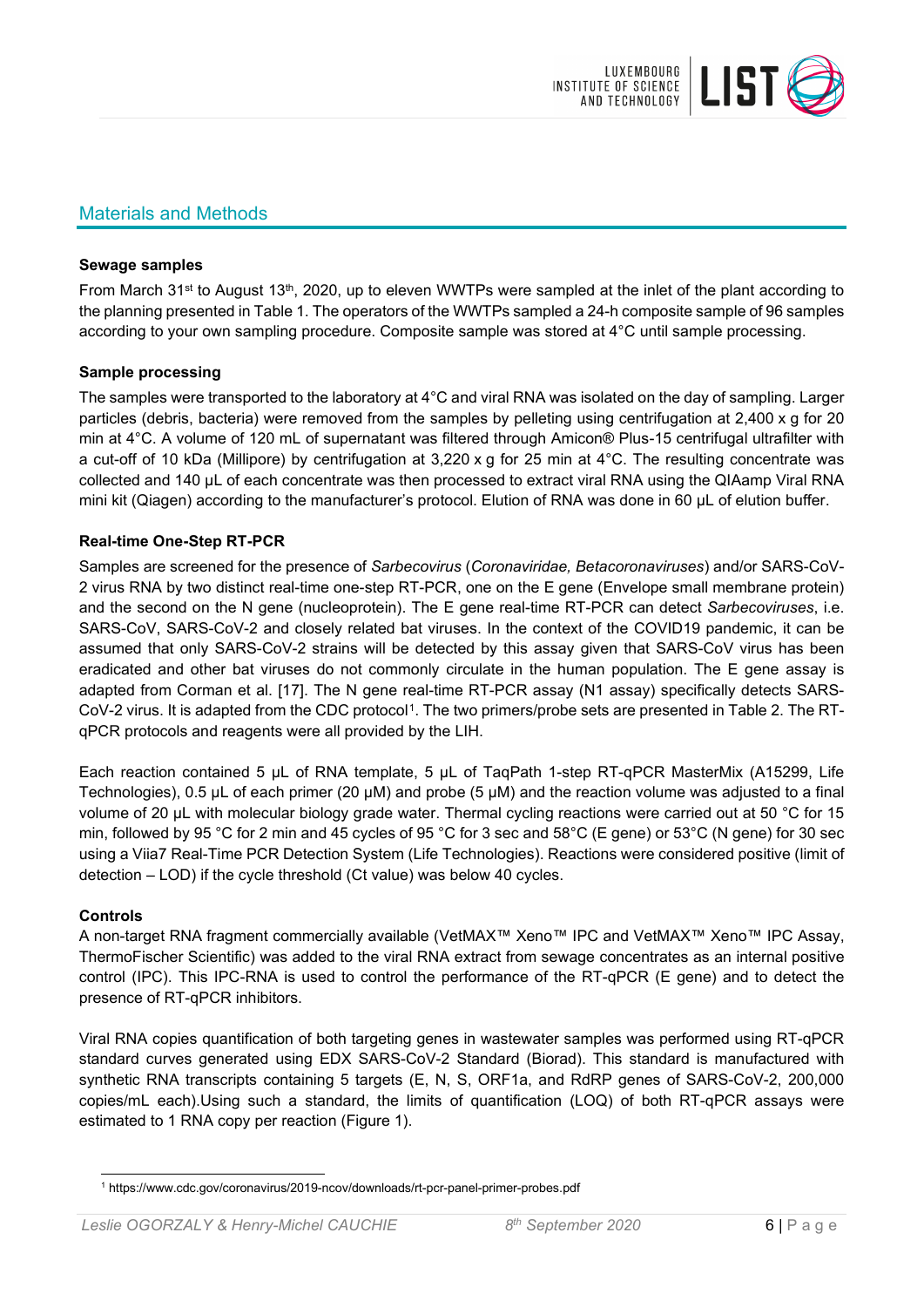## Materials and Methods

**Sewage samples**

From March 31st to August 13th, 2020, up to eleven WWTPs were sampled at the inlet of the plant according to the planning presented in Table 1. The operators of the WWTPs sampled a 24-h composite sample of 96 samples according to your own sampling procedure. Composite sample was stored at 4°C until sample processing.

**Sample processing**

The samples were transported to the laboratory at 4°C and viral RNA was isolated on the day of sampling. Larger particles (debris, bacteria) were removed from the samples by pelleting using centrifugation at 2,400 x g for 20 min at 4°C. A volume of 120 mL of supernatant was filtered through Amicon® Plus-15 centrifugal ultrafilter with a cut-off of 10 kDa (Millipore) by centrifugation at 3,220 x g for 25 min at 4°C. The resulting concentrate was collected and 140 µL of each concentrate was then processed to extract viral RNA using the QIAamp Viral RNA mini kit (Qiagen) according to the manufacturer's protocol. Elution of RNA was done in 60 µL of elution buffer.

**Real-time One-Step RT-PCR**

Samples are screened for the presence of *Sarbecovirus* (*Coronaviridae, Betacoronaviruses*) and/or SARS-CoV-2 virus RNA by two distinct real-time one-step RT-PCR, one on the E gene (Envelope small membrane protein) and the second on the N gene (nucleoprotein). The E gene real-time RT-PCR can detect *Sarbecoviruses*, i.e. SARS-CoV, SARS-CoV-2 and closely related bat viruses. In the context of the COVID19 pandemic, it can be assumed that only SARS-CoV-2 strains will be detected by this assay given that SARS-CoV virus has been eradicated and other bat viruses do not commonly circulate in the human population. The E gene assay is adapted from Corman et al. [17]. The N gene real-time RT-PCR assay (N1 assay) specifically detects SARS-CoV-2 virus. It is adapted from the CDC protocol[1]. The two primers/probe sets are presented in Table 2. The RT-qPCR protocols and reagents were all provided by the LIH.

Each reaction contained 5 µL of RNA template, 5 µL of TaqPath 1-step RT-qPCR MasterMix (A15299, Life Technologies), 0.5 µL of each primer (20 µM) and probe (5 µM) and the reaction volume was adjusted to a final volume of 20 µL with molecular biology grade water. Thermal cycling reactions were carried out at 50 °C for 15 min, followed by 95 °C for 2 min and 45 cycles of 95 °C for 3 sec and 58°C (E gene) or 53°C (N gene) for 30 sec using a Viia7 Real-Time PCR Detection System (Life Technologies). Reactions were considered positive (limit of detection – LOD) if the cycle threshold (Ct value) was below 40 cycles.

**Controls**

A non-target RNA fragment commercially available (VetMAX™ Xeno™ IPC and VetMAX™ Xeno™ IPC Assay, ThermoFischer Scientific) was added to the viral RNA extract from sewage concentrates as an internal positive control (IPC). This IPC-RNA is used to control the performance of the RT-qPCR (E gene) and to detect the presence of RT-qPCR inhibitors.

Viral RNA copies quantification of both targeting genes in wastewater samples was performed using RT-qPCR standard curves generated using EDX SARS-CoV-2 Standard (Biorad). This standard is manufactured with synthetic RNA transcripts containing 5 targets (E, N, S, ORF1a, and RdRP genes of SARS-CoV-2, 200,000 copies/mL each).Using such a standard, the limits of quantification (LOQ) of both RT-qPCR assays were estimated to 1 RNA copy per reaction (Figure 1).

---

[1] https://www.cdc.gov/coronavirus/2019-ncov/downloads/rt-pcr-panel-primer-probes.pdf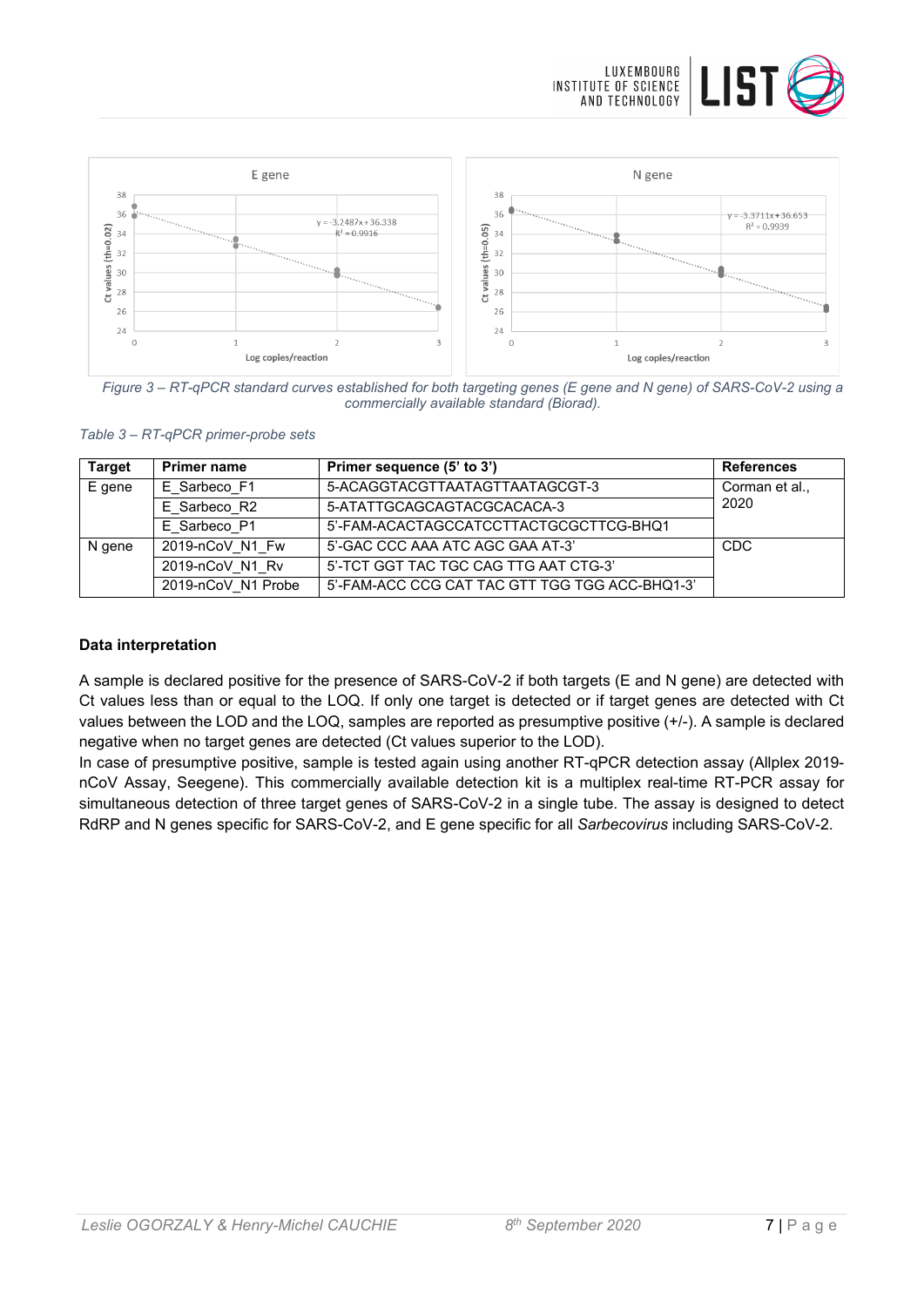E gene

38
36
34
32
30
28
26
24

Ct values (th=0.02)

y = -3.2487x + 36.338
$R^2$ = 0.9916

0 1 2 3

Log copies/reaction

N gene

38
36
34
32
30
28
26
24

Ct values (th=0.05)

y = -3.3711x + 36.653
$R^2$ = 0.9939

0 1 2 3

Log copies/reaction

*Figure 3 – RT-qPCR standard curves established for both targeting genes (E gene and N gene) of SARS-CoV-2 using a commercially available standard (Biorad).*

*Table 3 – RT-qPCR primer-probe sets*

| Target | Primer name | Primer sequence (5' to 3') | References |
|---|---|---|---|
| E gene | E_Sarbeco_F1 | 5-ACAGGTACGTTAATAGTTAATAGCGT-3 | Corman et al., 2020 |
| | E_Sarbeco_R2 | 5-ATATTGCAGCAGTACGCACACA-3 | |
| | E_Sarbeco_P1 | 5'-FAM-ACACTAGCCATCCTTACTGCGCTTCG-BHQ1 | |
| N gene | 2019-nCoV_N1_Fw | 5'-GAC CCC AAA ATC AGC GAA AT-3' | CDC |
| | 2019-nCoV_N1_Rv | 5'-TCT GGT TAC TGC CAG TTG AAT CTG-3' | |
| | 2019-nCoV_N1 Probe | 5'-FAM-ACC CCG CAT TAC GTT TGG TGG ACC-BHQ1-3' | |

**Data interpretation**

A sample is declared positive for the presence of SARS-CoV-2 if both targets (E and N gene) are detected with Ct values less than or equal to the LOQ. If only one target is detected or if target genes are detected with Ct values between the LOD and the LOQ, samples are reported as presumptive positive (+/-). A sample is declared negative when no target genes are detected (Ct values superior to the LOD).

In case of presumptive positive, sample is tested again using another RT-qPCR detection assay (Allplex 2019-nCoV Assay, Seegene). This commercially available detection kit is a multiplex real-time RT-PCR assay for simultaneous detection of three target genes of SARS-CoV-2 in a single tube. The assay is designed to detect RdRP and N genes specific for SARS-CoV-2, and E gene specific for all *Sarbecovirus* including SARS-CoV-2.